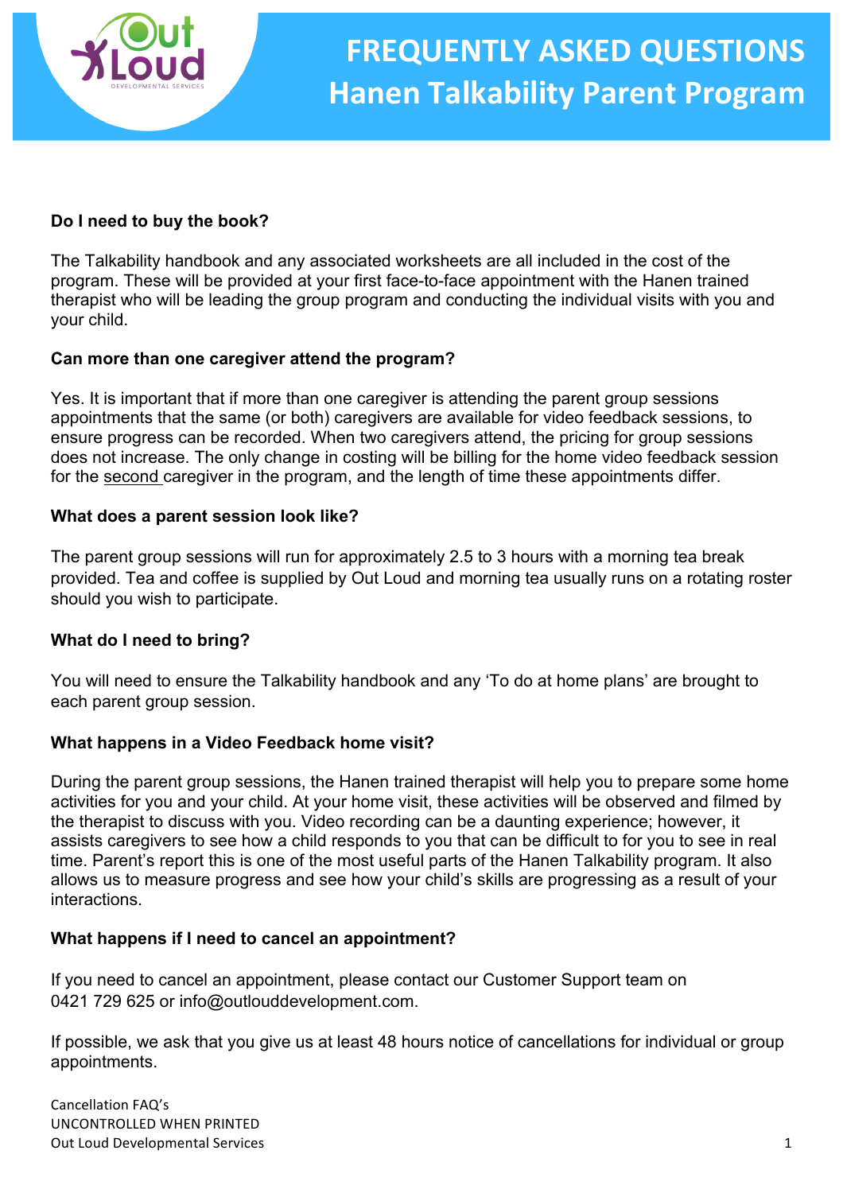# FREQUENTLY ASKED QUESTIONS
## Hanen Talkability Parent Program

**Do I need to buy the book?**

The Talkability handbook and any associated worksheets are all included in the cost of the program. These will be provided at your first face-to-face appointment with the Hanen trained therapist who will be leading the group program and conducting the individual visits with you and your child.

**Can more than one caregiver attend the program?**

Yes. It is important that if more than one caregiver is attending the parent group sessions appointments that the same (or both) caregivers are available for video feedback sessions, to ensure progress can be recorded. When two caregivers attend, the pricing for group sessions does not increase. The only change in costing will be billing for the home video feedback session for the second caregiver in the program, and the length of time these appointments differ.

**What does a parent session look like?**

The parent group sessions will run for approximately 2.5 to 3 hours with a morning tea break provided. Tea and coffee is supplied by Out Loud and morning tea usually runs on a rotating roster should you wish to participate.

**What do I need to bring?**

You will need to ensure the Talkability handbook and any 'To do at home plans' are brought to each parent group session.

**What happens in a Video Feedback home visit?**

During the parent group sessions, the Hanen trained therapist will help you to prepare some home activities for you and your child. At your home visit, these activities will be observed and filmed by the therapist to discuss with you. Video recording can be a daunting experience; however, it assists caregivers to see how a child responds to you that can be difficult to for you to see in real time. Parent's report this is one of the most useful parts of the Hanen Talkability program. It also allows us to measure progress and see how your child's skills are progressing as a result of your interactions.

**What happens if I need to cancel an appointment?**

If you need to cancel an appointment, please contact our Customer Support team on 0421 729 625 or info@outlouddevelopment.com.

If possible, we ask that you give us at least 48 hours notice of cancellations for individual or group appointments.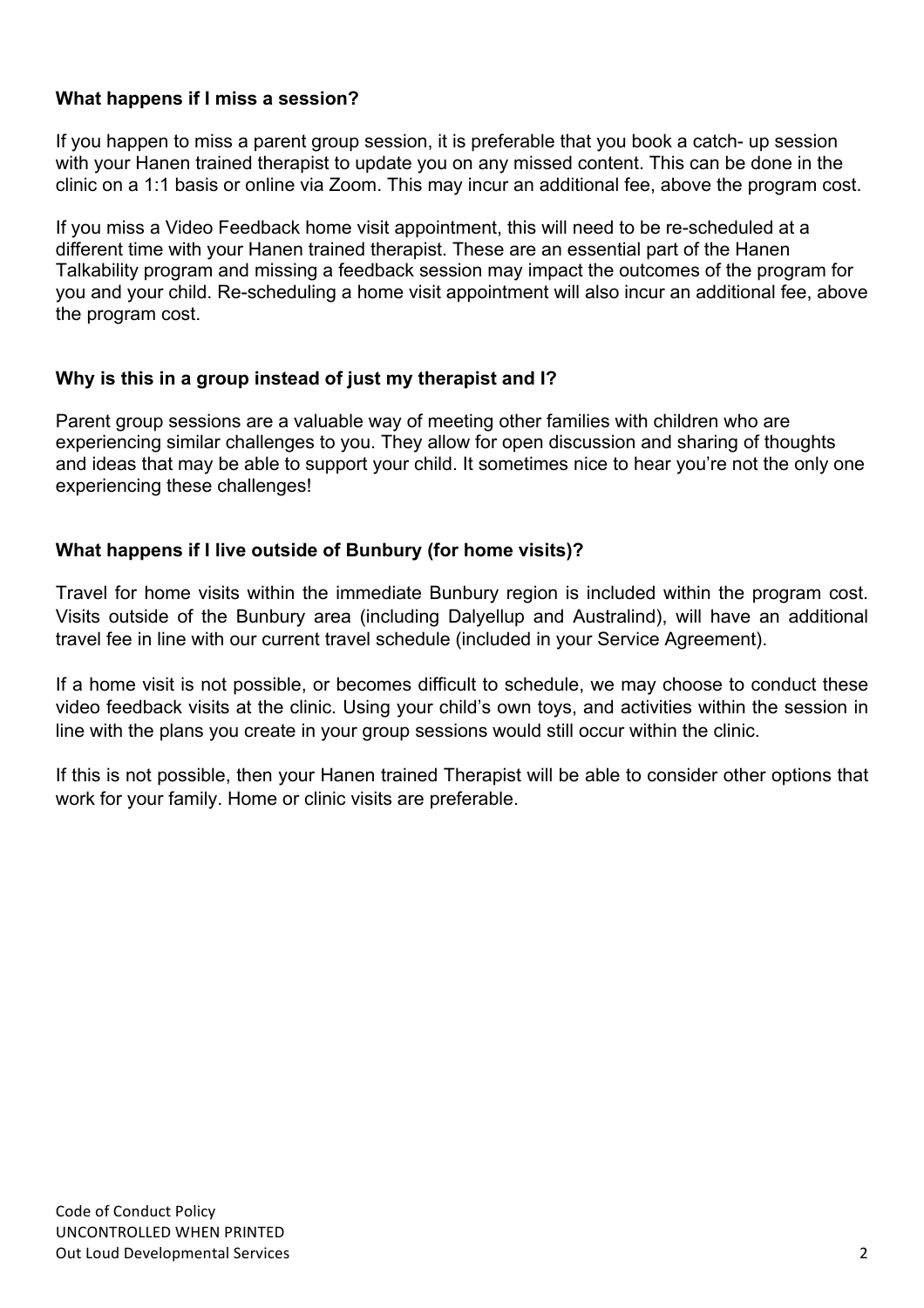**What happens if I miss a session?**

If you happen to miss a parent group session, it is preferable that you book a catch- up session with your Hanen trained therapist to update you on any missed content. This can be done in the clinic on a 1:1 basis or online via Zoom. This may incur an additional fee, above the program cost.

If you miss a Video Feedback home visit appointment, this will need to be re-scheduled at a different time with your Hanen trained therapist. These are an essential part of the Hanen Talkability program and missing a feedback session may impact the outcomes of the program for you and your child. Re-scheduling a home visit appointment will also incur an additional fee, above the program cost.

**Why is this in a group instead of just my therapist and I?**

Parent group sessions are a valuable way of meeting other families with children who are experiencing similar challenges to you. They allow for open discussion and sharing of thoughts and ideas that may be able to support your child. It sometimes nice to hear you're not the only one experiencing these challenges!

**What happens if I live outside of Bunbury (for home visits)?**

Travel for home visits within the immediate Bunbury region is included within the program cost. Visits outside of the Bunbury area (including Dalyellup and Australind), will have an additional travel fee in line with our current travel schedule (included in your Service Agreement).

If a home visit is not possible, or becomes difficult to schedule, we may choose to conduct these video feedback visits at the clinic. Using your child's own toys, and activities within the session in line with the plans you create in your group sessions would still occur within the clinic.

If this is not possible, then your Hanen trained Therapist will be able to consider other options that work for your family. Home or clinic visits are preferable.